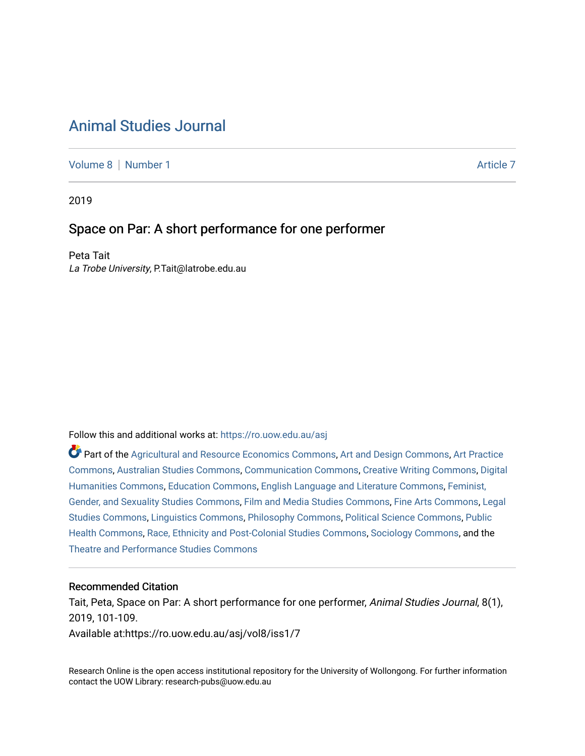# Animal Studies Journal

Volume 8 | Number 1 | Article 7

2019

## Space on Par: A short performance for one performer

Peta Tait
*La Trobe University*, P.Tait@latrobe.edu.au

Follow this and additional works at: https://ro.uow.edu.au/asj

Part of the Agricultural and Resource Economics Commons, Art and Design Commons, Art Practice Commons, Australian Studies Commons, Communication Commons, Creative Writing Commons, Digital Humanities Commons, Education Commons, English Language and Literature Commons, Feminist, Gender, and Sexuality Studies Commons, Film and Media Studies Commons, Fine Arts Commons, Legal Studies Commons, Linguistics Commons, Philosophy Commons, Political Science Commons, Public Health Commons, Race, Ethnicity and Post-Colonial Studies Commons, Sociology Commons, and the Theatre and Performance Studies Commons

### Recommended Citation

Tait, Peta, Space on Par: A short performance for one performer, *Animal Studies Journal*, 8(1), 2019, 101-109.
Available at:https://ro.uow.edu.au/asj/vol8/iss1/7

Research Online is the open access institutional repository for the University of Wollongong. For further information contact the UOW Library: research-pubs@uow.edu.au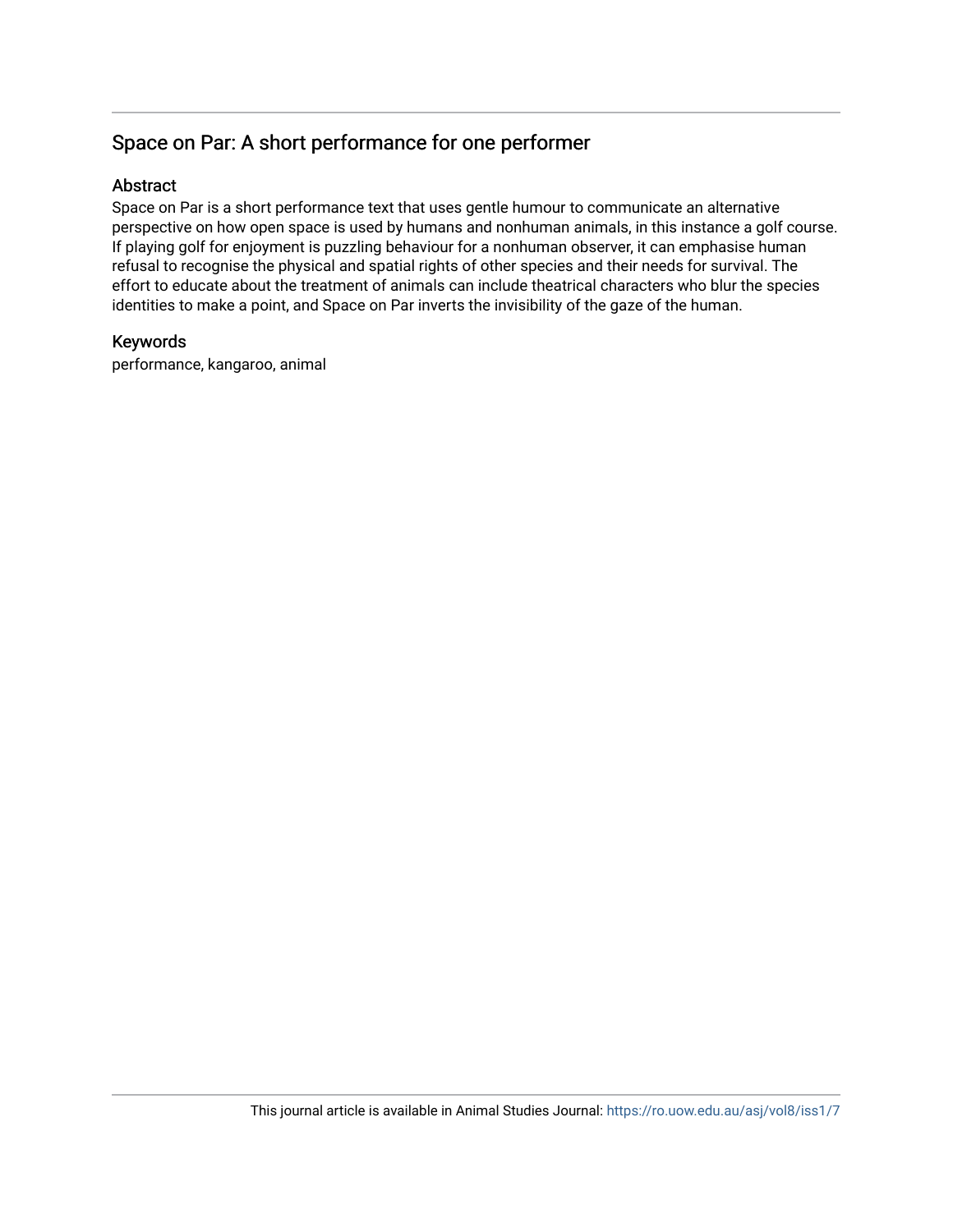## Space on Par: A short performance for one performer

### Abstract

Space on Par is a short performance text that uses gentle humour to communicate an alternative perspective on how open space is used by humans and nonhuman animals, in this instance a golf course. If playing golf for enjoyment is puzzling behaviour for a nonhuman observer, it can emphasise human refusal to recognise the physical and spatial rights of other species and their needs for survival. The effort to educate about the treatment of animals can include theatrical characters who blur the species identities to make a point, and Space on Par inverts the invisibility of the gaze of the human.

### Keywords

performance, kangaroo, animal

This journal article is available in Animal Studies Journal: https://ro.uow.edu.au/asj/vol8/iss1/7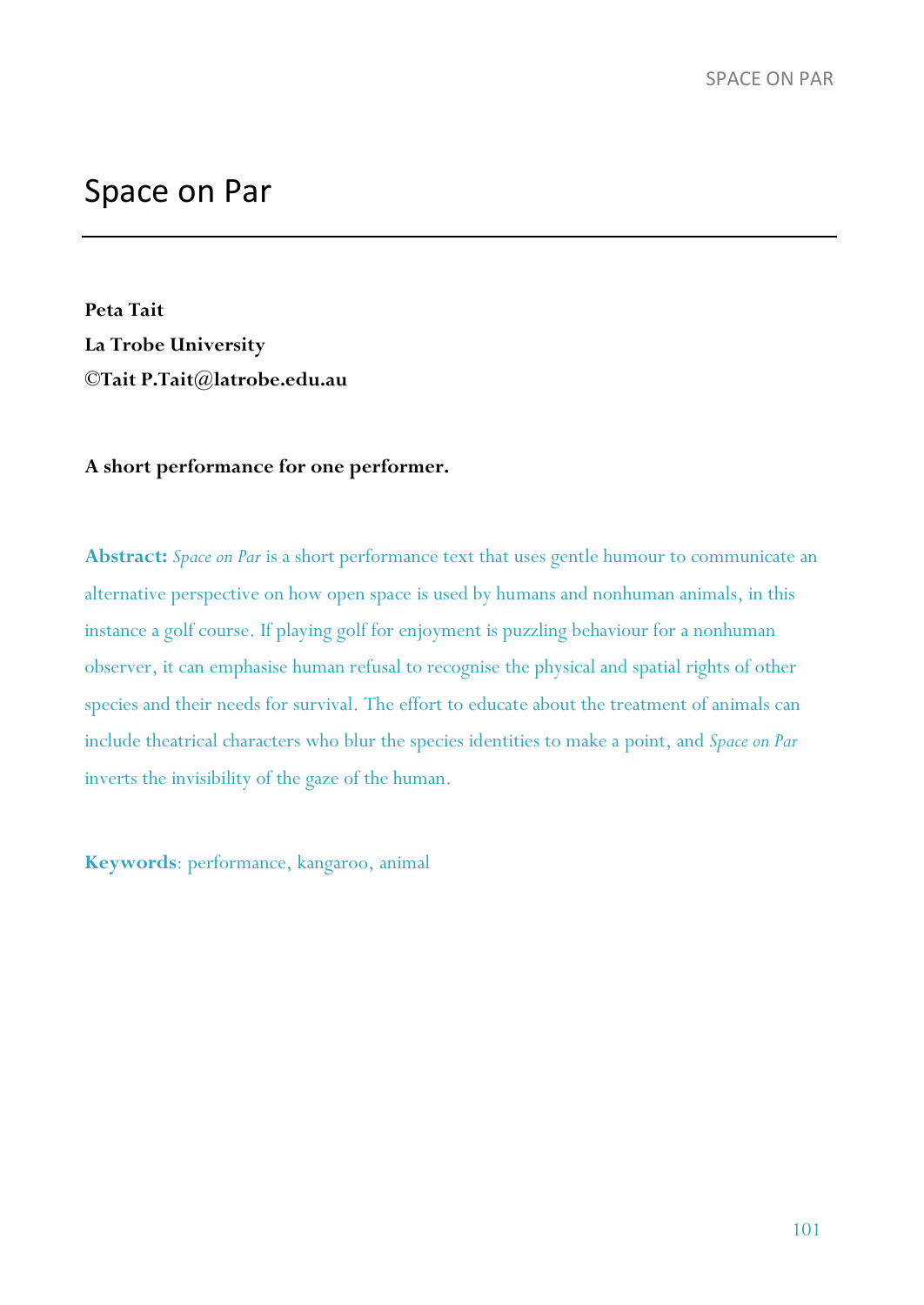# Space on Par

**Peta Tait**
**La Trobe University**
**©Tait P.Tait@latrobe.edu.au**

**A short performance for one performer.**

**Abstract:** *Space on Par* is a short performance text that uses gentle humour to communicate an alternative perspective on how open space is used by humans and nonhuman animals, in this instance a golf course. If playing golf for enjoyment is puzzling behaviour for a nonhuman observer, it can emphasise human refusal to recognise the physical and spatial rights of other species and their needs for survival. The effort to educate about the treatment of animals can include theatrical characters who blur the species identities to make a point, and *Space on Par* inverts the invisibility of the gaze of the human.

**Keywords**: performance, kangaroo, animal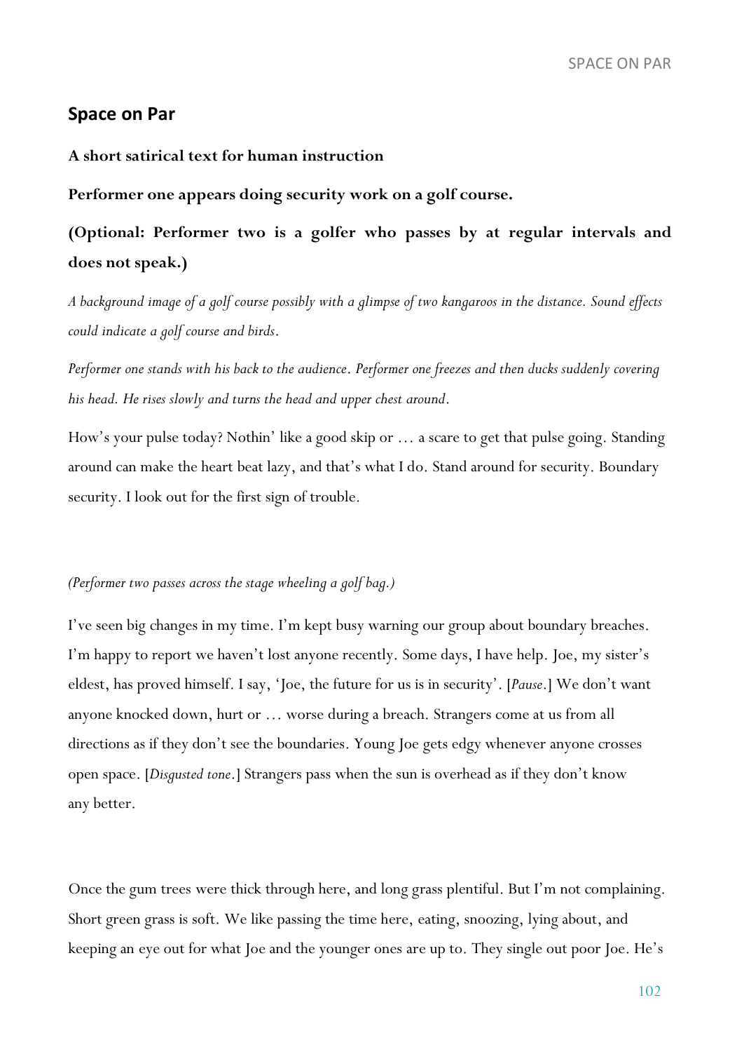## Space on Par

**A short satirical text for human instruction**

**Performer one appears doing security work on a golf course.**

**(Optional: Performer two is a golfer who passes by at regular intervals and does not speak.)**

*A background image of a golf course possibly with a glimpse of two kangaroos in the distance. Sound effects could indicate a golf course and birds.*

*Performer one stands with his back to the audience. Performer one freezes and then ducks suddenly covering his head. He rises slowly and turns the head and upper chest around.*

How's your pulse today? Nothin' like a good skip or … a scare to get that pulse going. Standing around can make the heart beat lazy, and that's what I do. Stand around for security. Boundary security. I look out for the first sign of trouble.

*(Performer two passes across the stage wheeling a golf bag.)*

I've seen big changes in my time. I'm kept busy warning our group about boundary breaches. I'm happy to report we haven't lost anyone recently. Some days, I have help. Joe, my sister's eldest, has proved himself. I say, 'Joe, the future for us is in security'. [*Pause*.] We don't want anyone knocked down, hurt or … worse during a breach. Strangers come at us from all directions as if they don't see the boundaries. Young Joe gets edgy whenever anyone crosses open space. [*Disgusted tone*.] Strangers pass when the sun is overhead as if they don't know any better.

Once the gum trees were thick through here, and long grass plentiful. But I'm not complaining. Short green grass is soft. We like passing the time here, eating, snoozing, lying about, and keeping an eye out for what Joe and the younger ones are up to. They single out poor Joe. He's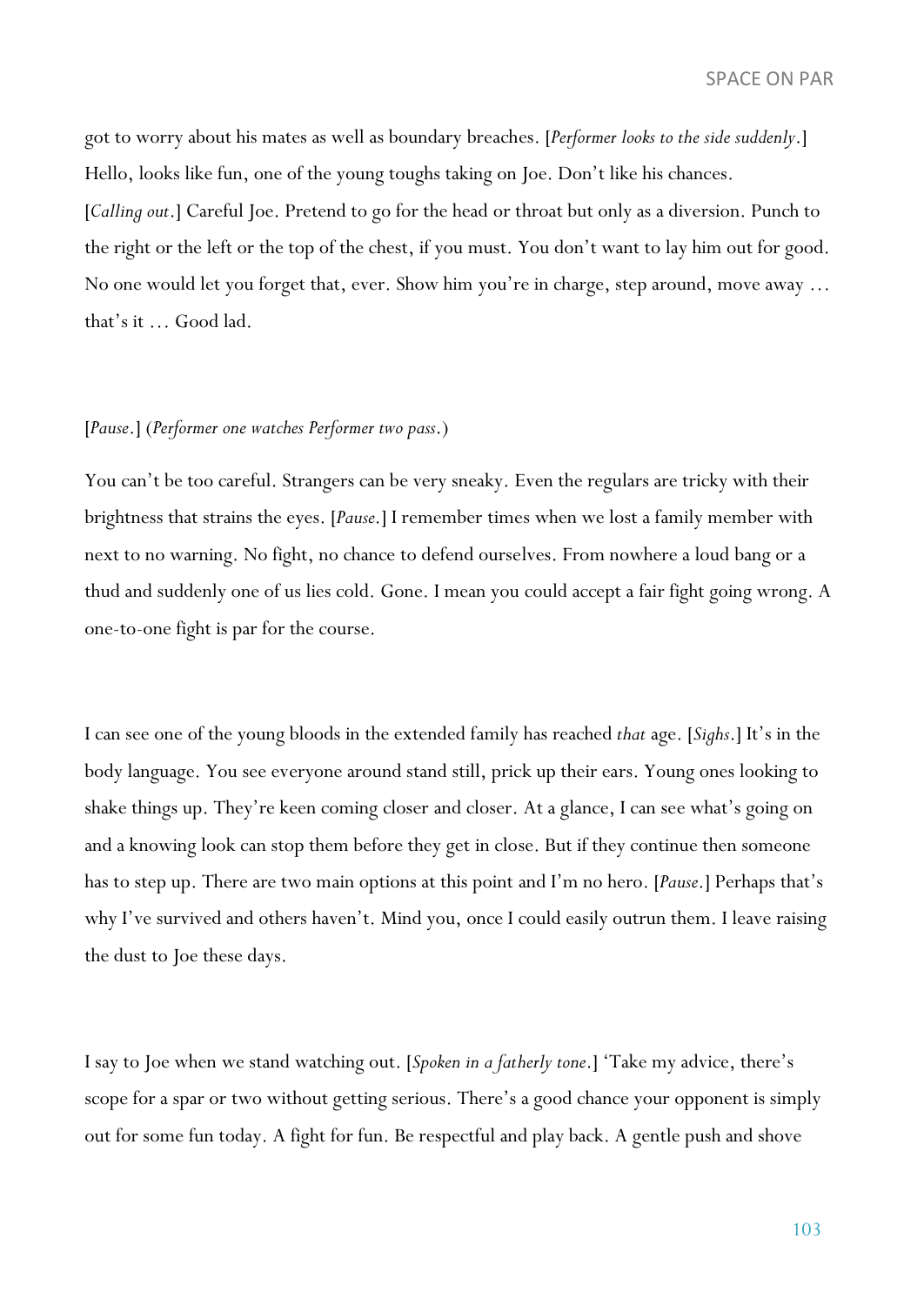got to worry about his mates as well as boundary breaches. [*Performer looks to the side suddenly*.] Hello, looks like fun, one of the young toughs taking on Joe. Don't like his chances. [*Calling out*.] Careful Joe. Pretend to go for the head or throat but only as a diversion. Punch to the right or the left or the top of the chest, if you must. You don't want to lay him out for good. No one would let you forget that, ever. Show him you're in charge, step around, move away … that's it … Good lad.

[*Pause*.] (*Performer one watches Performer two pass*.)

You can't be too careful. Strangers can be very sneaky. Even the regulars are tricky with their brightness that strains the eyes. [*Pause*.] I remember times when we lost a family member with next to no warning. No fight, no chance to defend ourselves. From nowhere a loud bang or a thud and suddenly one of us lies cold. Gone. I mean you could accept a fair fight going wrong. A one-to-one fight is par for the course.

I can see one of the young bloods in the extended family has reached *that* age. [*Sighs*.] It's in the body language. You see everyone around stand still, prick up their ears. Young ones looking to shake things up. They're keen coming closer and closer. At a glance, I can see what's going on and a knowing look can stop them before they get in close. But if they continue then someone has to step up. There are two main options at this point and I'm no hero. [*Pause*.] Perhaps that's why I've survived and others haven't. Mind you, once I could easily outrun them. I leave raising the dust to Joe these days.

I say to Joe when we stand watching out. [*Spoken in a fatherly tone*.] 'Take my advice, there's scope for a spar or two without getting serious. There's a good chance your opponent is simply out for some fun today. A fight for fun. Be respectful and play back. A gentle push and shove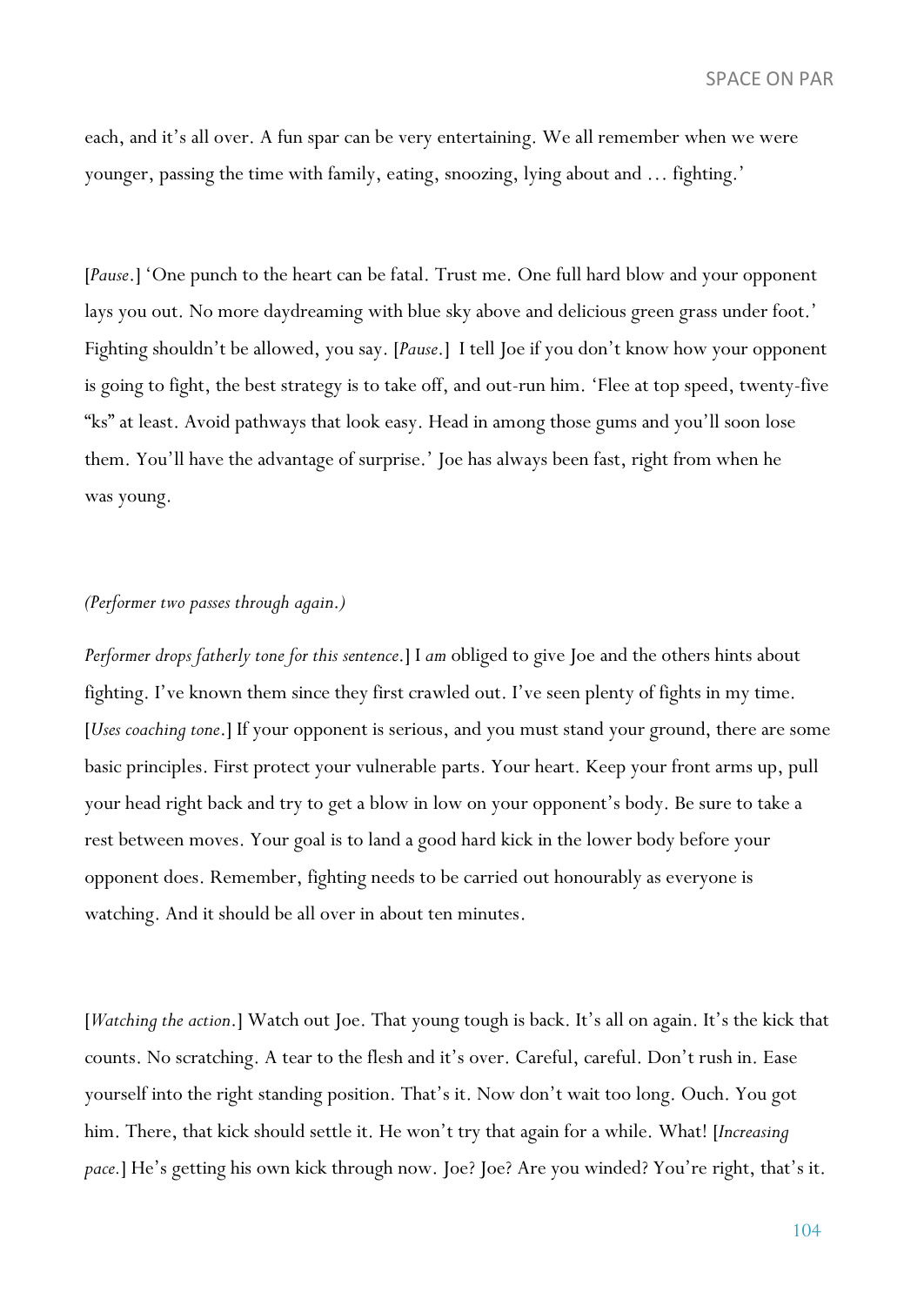each, and it's all over. A fun spar can be very entertaining. We all remember when we were younger, passing the time with family, eating, snoozing, lying about and … fighting.'

[*Pause*.] 'One punch to the heart can be fatal. Trust me. One full hard blow and your opponent lays you out. No more daydreaming with blue sky above and delicious green grass under foot.' Fighting shouldn't be allowed, you say. [*Pause*.] I tell Joe if you don't know how your opponent is going to fight, the best strategy is to take off, and out-run him. 'Flee at top speed, twenty-five "ks" at least. Avoid pathways that look easy. Head in among those gums and you'll soon lose them. You'll have the advantage of surprise.' Joe has always been fast, right from when he was young.

*(Performer two passes through again.)*

*Performer drops fatherly tone for this sentence*.] I *am* obliged to give Joe and the others hints about fighting. I've known them since they first crawled out. I've seen plenty of fights in my time. [*Uses coaching tone*.] If your opponent is serious, and you must stand your ground, there are some basic principles. First protect your vulnerable parts. Your heart. Keep your front arms up, pull your head right back and try to get a blow in low on your opponent's body. Be sure to take a rest between moves. Your goal is to land a good hard kick in the lower body before your opponent does. Remember, fighting needs to be carried out honourably as everyone is watching. And it should be all over in about ten minutes.

[*Watching the action*.] Watch out Joe. That young tough is back. It's all on again. It's the kick that counts. No scratching. A tear to the flesh and it's over. Careful, careful. Don't rush in. Ease yourself into the right standing position. That's it. Now don't wait too long. Ouch. You got him. There, that kick should settle it. He won't try that again for a while. What! [*Increasing pace.*] He's getting his own kick through now. Joe? Joe? Are you winded? You're right, that's it.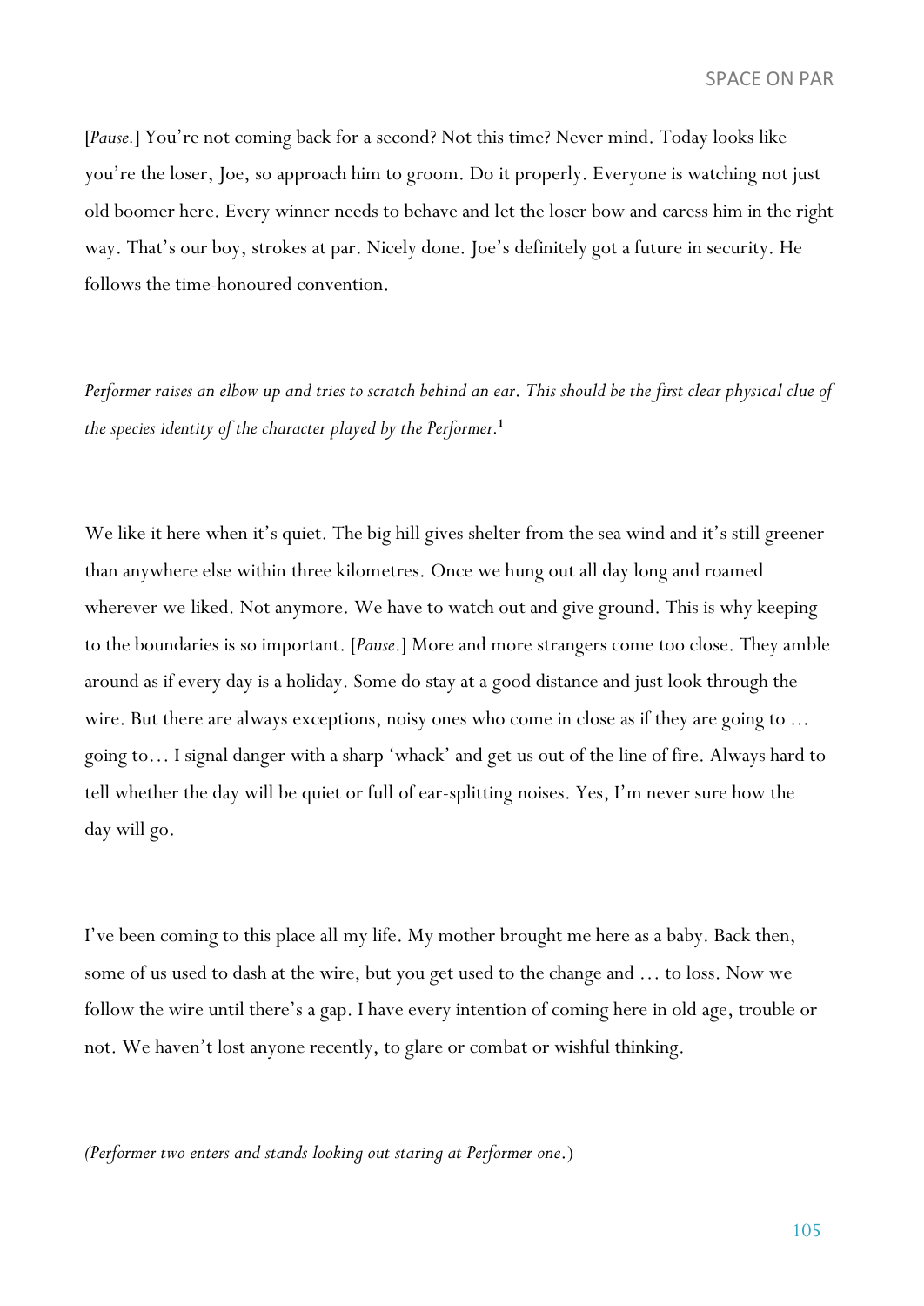[*Pause.*] You're not coming back for a second? Not this time? Never mind. Today looks like you're the loser, Joe, so approach him to groom. Do it properly. Everyone is watching not just old boomer here. Every winner needs to behave and let the loser bow and caress him in the right way. That's our boy, strokes at par. Nicely done. Joe's definitely got a future in security. He follows the time-honoured convention.

*Performer raises an elbow up and tries to scratch behind an ear. This should be the first clear physical clue of the species identity of the character played by the Performer.*[1]

We like it here when it's quiet. The big hill gives shelter from the sea wind and it's still greener than anywhere else within three kilometres. Once we hung out all day long and roamed wherever we liked. Not anymore. We have to watch out and give ground. This is why keeping to the boundaries is so important. [*Pause*.] More and more strangers come too close. They amble around as if every day is a holiday. Some do stay at a good distance and just look through the wire. But there are always exceptions, noisy ones who come in close as if they are going to ... going to… I signal danger with a sharp 'whack' and get us out of the line of fire. Always hard to tell whether the day will be quiet or full of ear-splitting noises. Yes, I'm never sure how the day will go.

I've been coming to this place all my life. My mother brought me here as a baby. Back then, some of us used to dash at the wire, but you get used to the change and … to loss. Now we follow the wire until there's a gap. I have every intention of coming here in old age, trouble or not. We haven't lost anyone recently, to glare or combat or wishful thinking.

*(Performer two enters and stands looking out staring at Performer one.*)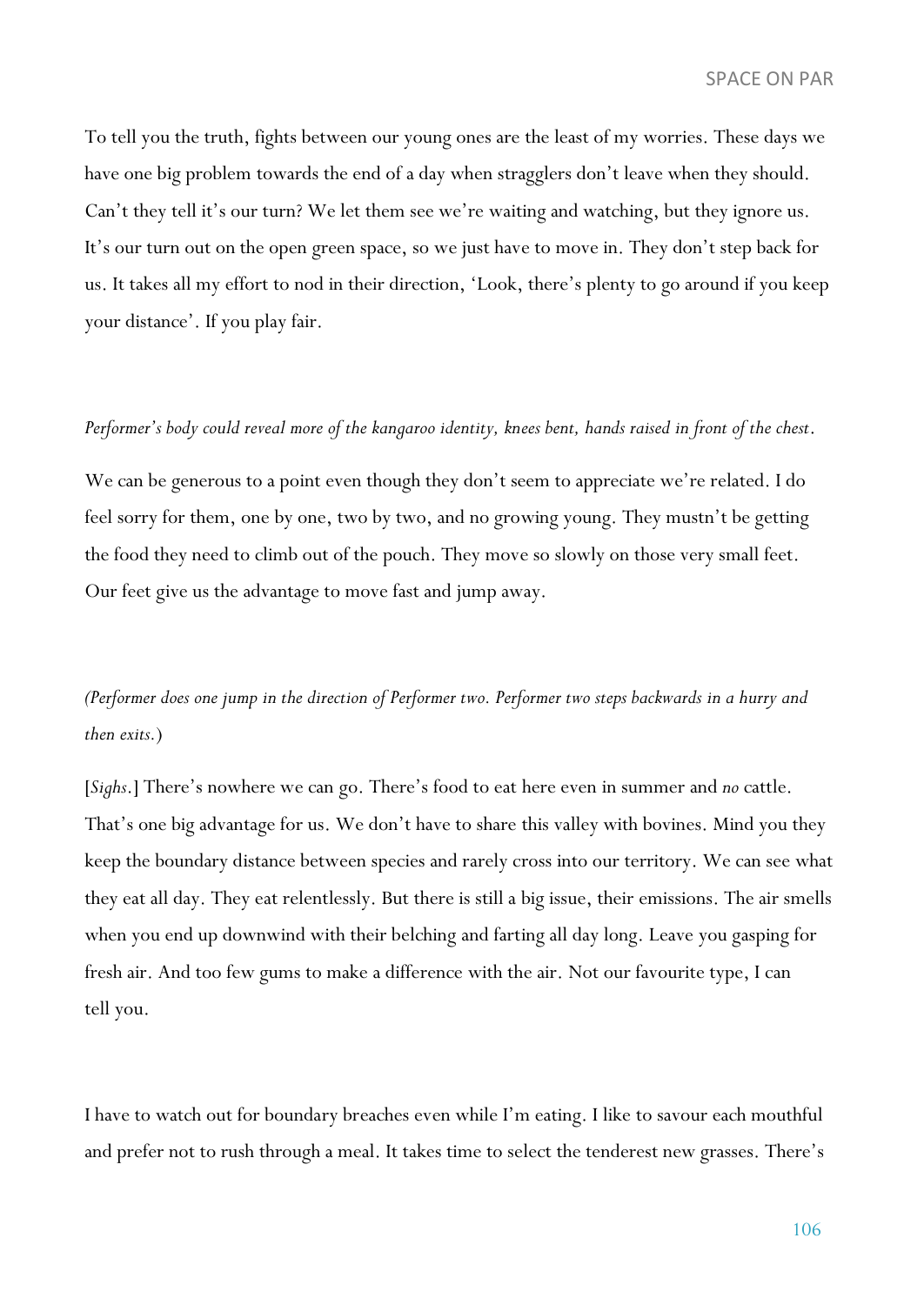To tell you the truth, fights between our young ones are the least of my worries. These days we have one big problem towards the end of a day when stragglers don't leave when they should. Can't they tell it's our turn? We let them see we're waiting and watching, but they ignore us. It's our turn out on the open green space, so we just have to move in. They don't step back for us. It takes all my effort to nod in their direction, 'Look, there's plenty to go around if you keep your distance'. If you play fair.

*Performer's body could reveal more of the kangaroo identity, knees bent, hands raised in front of the chest.*

We can be generous to a point even though they don't seem to appreciate we're related. I do feel sorry for them, one by one, two by two, and no growing young. They mustn't be getting the food they need to climb out of the pouch. They move so slowly on those very small feet. Our feet give us the advantage to move fast and jump away.

*(Performer does one jump in the direction of Performer two. Performer two steps backwards in a hurry and then exits.)*

[*Sighs.*] There's nowhere we can go. There's food to eat here even in summer and *no* cattle. That's one big advantage for us. We don't have to share this valley with bovines. Mind you they keep the boundary distance between species and rarely cross into our territory. We can see what they eat all day. They eat relentlessly. But there is still a big issue, their emissions. The air smells when you end up downwind with their belching and farting all day long. Leave you gasping for fresh air. And too few gums to make a difference with the air. Not our favourite type, I can tell you.

I have to watch out for boundary breaches even while I'm eating. I like to savour each mouthful and prefer not to rush through a meal. It takes time to select the tenderest new grasses. There's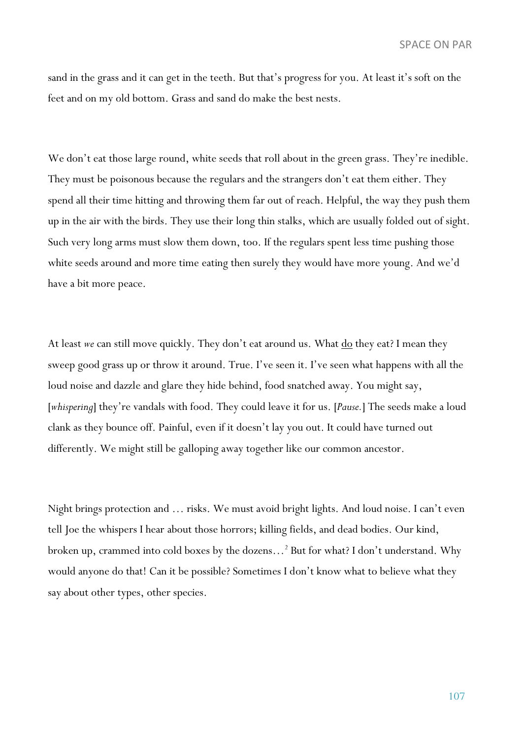sand in the grass and it can get in the teeth. But that's progress for you. At least it's soft on the feet and on my old bottom. Grass and sand do make the best nests.

We don't eat those large round, white seeds that roll about in the green grass. They're inedible. They must be poisonous because the regulars and the strangers don't eat them either. They spend all their time hitting and throwing them far out of reach. Helpful, the way they push them up in the air with the birds. They use their long thin stalks, which are usually folded out of sight. Such very long arms must slow them down, too. If the regulars spent less time pushing those white seeds around and more time eating then surely they would have more young. And we'd have a bit more peace.

At least *we* can still move quickly. They don't eat around us. What <u>do</u> they eat? I mean they sweep good grass up or throw it around. True. I've seen it. I've seen what happens with all the loud noise and dazzle and glare they hide behind, food snatched away. You might say, [*whispering*] they're vandals with food. They could leave it for us. [*Pause.*] The seeds make a loud clank as they bounce off. Painful, even if it doesn't lay you out. It could have turned out differently. We might still be galloping away together like our common ancestor.

Night brings protection and … risks. We must avoid bright lights. And loud noise. I can't even tell Joe the whispers I hear about those horrors; killing fields, and dead bodies. Our kind, broken up, crammed into cold boxes by the dozens…[2] But for what? I don't understand. Why would anyone do that! Can it be possible? Sometimes I don't know what to believe what they say about other types, other species.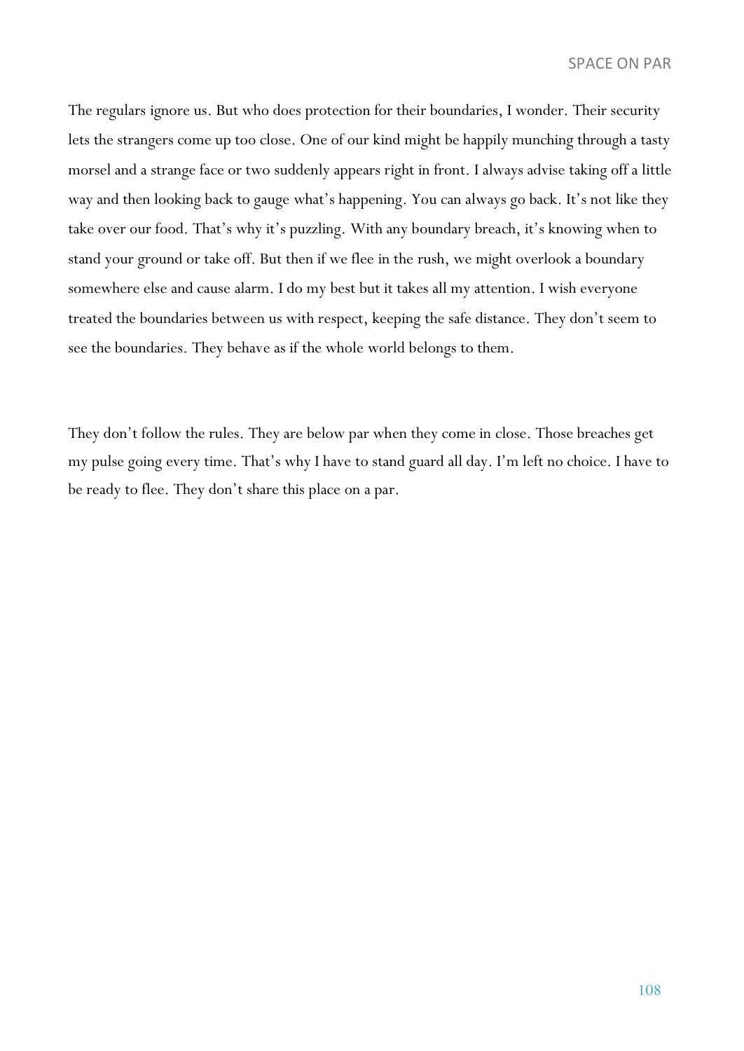The regulars ignore us. But who does protection for their boundaries, I wonder. Their security lets the strangers come up too close. One of our kind might be happily munching through a tasty morsel and a strange face or two suddenly appears right in front. I always advise taking off a little way and then looking back to gauge what's happening. You can always go back. It's not like they take over our food. That's why it's puzzling. With any boundary breach, it's knowing when to stand your ground or take off. But then if we flee in the rush, we might overlook a boundary somewhere else and cause alarm. I do my best but it takes all my attention. I wish everyone treated the boundaries between us with respect, keeping the safe distance. They don't seem to see the boundaries. They behave as if the whole world belongs to them.

They don't follow the rules. They are below par when they come in close. Those breaches get my pulse going every time. That's why I have to stand guard all day. I'm left no choice. I have to be ready to flee. They don't share this place on a par.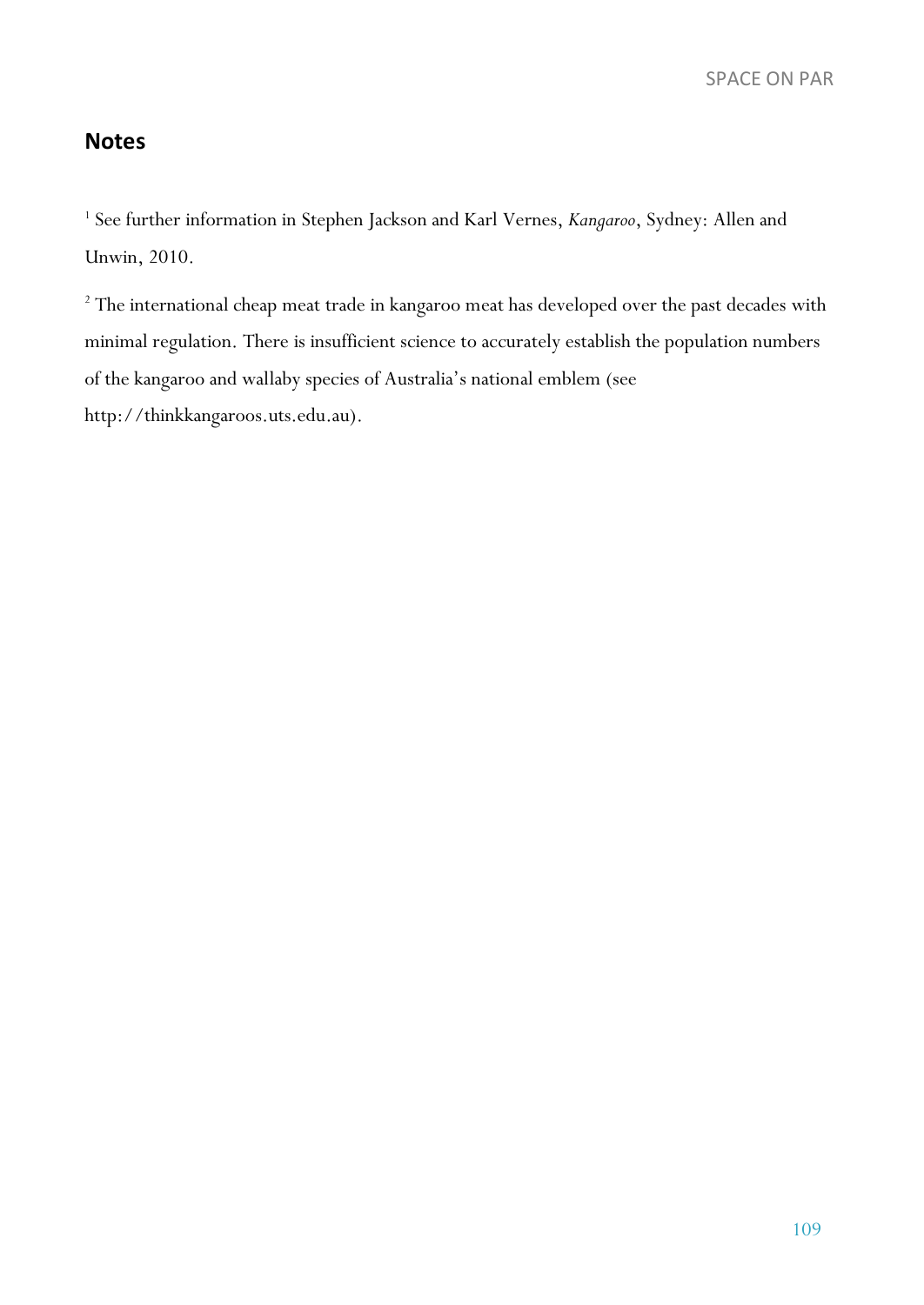## Notes

[1] See further information in Stephen Jackson and Karl Vernes, *Kangaroo*, Sydney: Allen and Unwin, 2010.

[2] The international cheap meat trade in kangaroo meat has developed over the past decades with minimal regulation. There is insufficient science to accurately establish the population numbers of the kangaroo and wallaby species of Australia's national emblem (see http://thinkkangaroos.uts.edu.au).